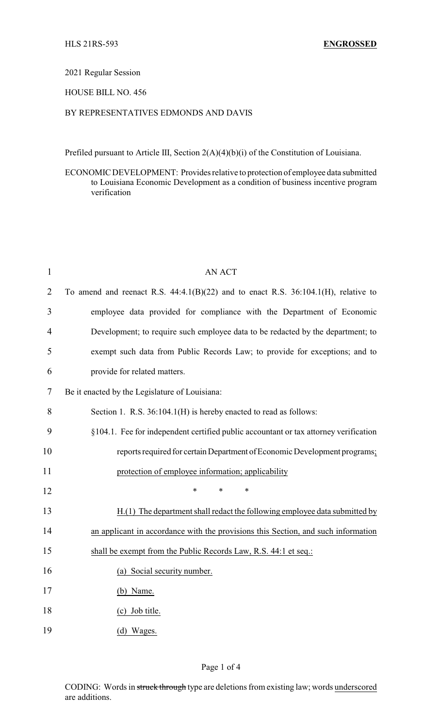HLS 21RS-593 **ENGROSSED**

2021 Regular Session

HOUSE BILL NO. 456

BY REPRESENTATIVES EDMONDS AND DAVIS

Prefiled pursuant to Article III, Section 2(A)(4)(b)(i) of the Constitution of Louisiana.

ECONOMIC DEVELOPMENT: Provides relative to protection of employee data submitted to Louisiana Economic Development as a condition of business incentive program verification

AN ACT

To amend and reenact R.S. 44:4.1(B)(22) and to enact R.S. 36:104.1(H), relative to employee data provided for compliance with the Department of Economic Development; to require such employee data to be redacted by the department; to exempt such data from Public Records Law; to provide for exceptions; and to provide for related matters.

Be it enacted by the Legislature of Louisiana:

Section 1. R.S. 36:104.1(H) is hereby enacted to read as follows:

§104.1. Fee for independent certified public accountant or tax attorney verification reports required for certain Department of Economic Development programs; protection of employee information; applicability

\* \* \*

H.(1) The department shall redact the following employee data submitted by an applicant in accordance with the provisions this Section, and such information shall be exempt from the Public Records Law, R.S. 44:1 et seq.:

(a) Social security number.

(b) Name.

(c) Job title.

(d) Wages.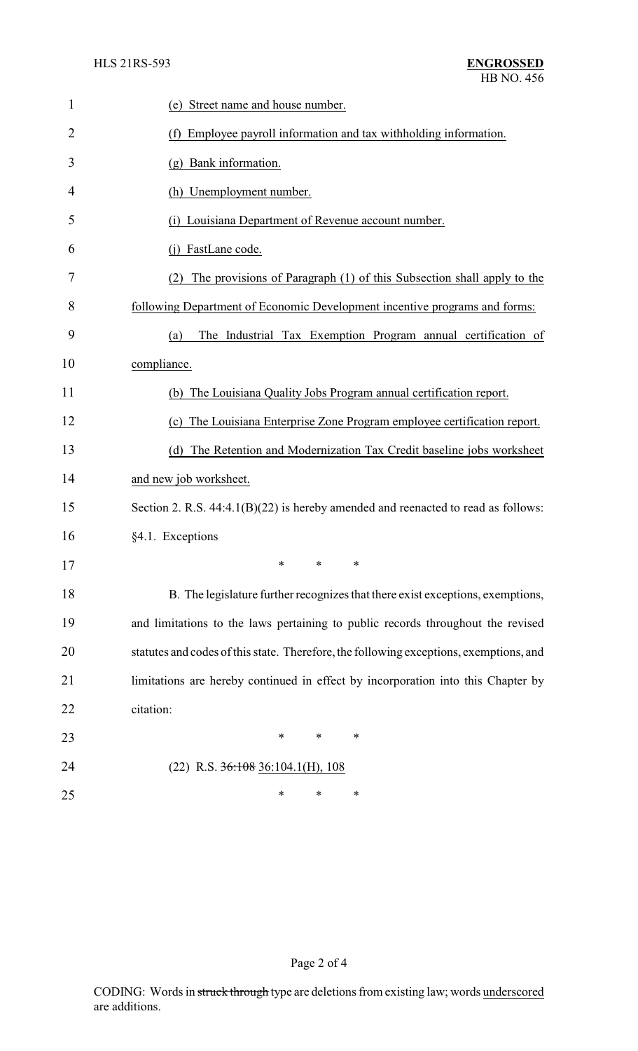(e) Street name and house number.

(f) Employee payroll information and tax withholding information.

(g) Bank information.

(h) Unemployment number.

(i) Louisiana Department of Revenue account number.

(j) FastLane code.

(2) The provisions of Paragraph (1) of this Subsection shall apply to the following Department of Economic Development incentive programs and forms:

(a) The Industrial Tax Exemption Program annual certification of compliance.

(b) The Louisiana Quality Jobs Program annual certification report.

(c) The Louisiana Enterprise Zone Program employee certification report.

(d) The Retention and Modernization Tax Credit baseline jobs worksheet and new job worksheet.

Section 2. R.S. 44:4.1(B)(22) is hereby amended and reenacted to read as follows:

§4.1. Exceptions

\* \* \*

B. The legislature further recognizes that there exist exceptions, exemptions, and limitations to the laws pertaining to public records throughout the revised statutes and codes of this state. Therefore, the following exceptions, exemptions, and limitations are hereby continued in effect by incorporation into this Chapter by citation:

\* \* \*

(22) R.S. ~~36:108~~ 36:104.1(H), 108

\* \* \*

CODING: Words in ~~struck through~~ type are deletions from existing law; words underscored are additions.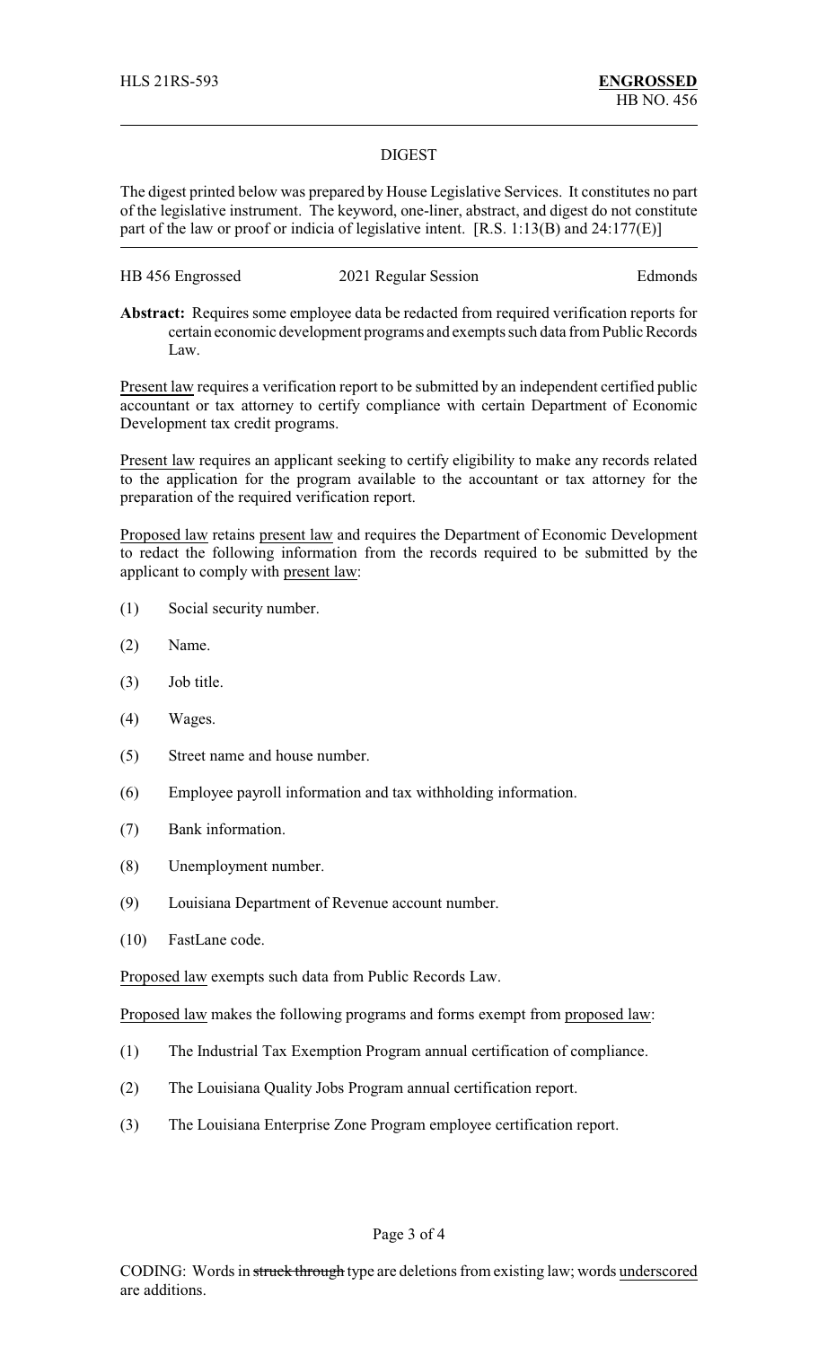HLS 21RS-593 **ENGROSSED**
HB NO. 456

## DIGEST

The digest printed below was prepared by House Legislative Services. It constitutes no part of the legislative instrument. The keyword, one-liner, abstract, and digest do not constitute part of the law or proof or indicia of legislative intent. [R.S. 1:13(B) and 24:177(E)]

HB 456 Engrossed 2021 Regular Session Edmonds

**Abstract:** Requires some employee data be redacted from required verification reports for certain economic development programs and exempts such data from Public Records Law.

Present law requires a verification report to be submitted by an independent certified public accountant or tax attorney to certify compliance with certain Department of Economic Development tax credit programs.

Present law requires an applicant seeking to certify eligibility to make any records related to the application for the program available to the accountant or tax attorney for the preparation of the required verification report.

Proposed law retains present law and requires the Department of Economic Development to redact the following information from the records required to be submitted by the applicant to comply with present law:

(1) Social security number.

(2) Name.

(3) Job title.

(4) Wages.

(5) Street name and house number.

(6) Employee payroll information and tax withholding information.

(7) Bank information.

(8) Unemployment number.

(9) Louisiana Department of Revenue account number.

(10) FastLane code.

Proposed law exempts such data from Public Records Law.

Proposed law makes the following programs and forms exempt from proposed law:

(1) The Industrial Tax Exemption Program annual certification of compliance.

(2) The Louisiana Quality Jobs Program annual certification report.

(3) The Louisiana Enterprise Zone Program employee certification report.

CODING: Words in ~~struck through~~ type are deletions from existing law; words underscored are additions.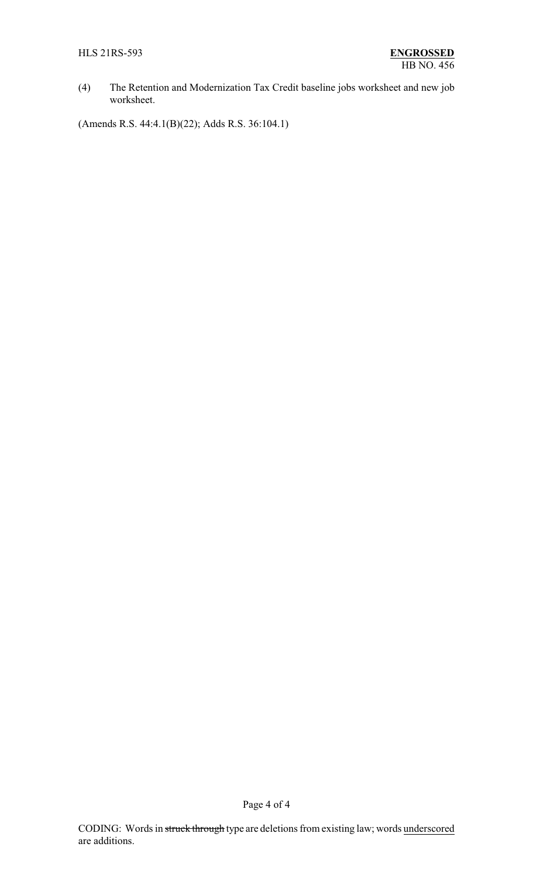(4) The Retention and Modernization Tax Credit baseline jobs worksheet and new job worksheet.

(Amends R.S. 44:4.1(B)(22); Adds R.S. 36:104.1)

CODING: Words in ~~struck through~~ type are deletions from existing law; words <u>underscored</u> are additions.